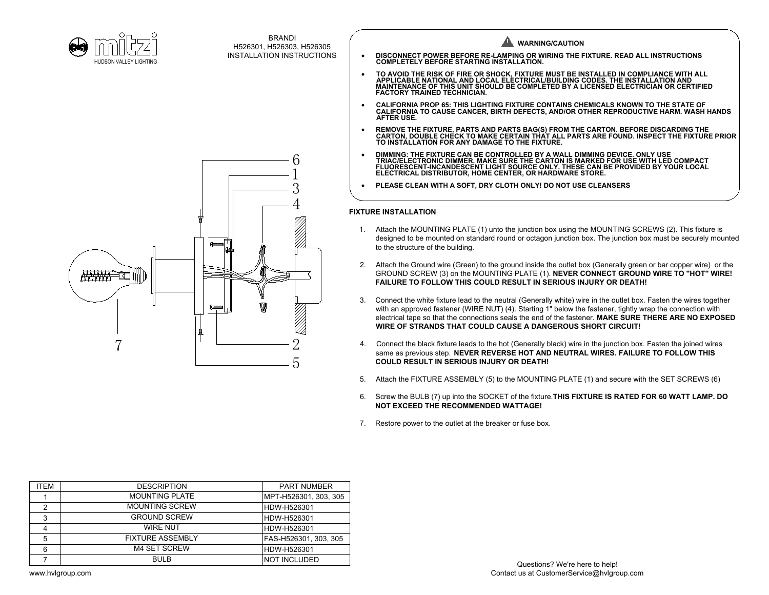mitzi
HUDSON VALLEY LIGHTING

BRANDI
H526301, H526303, H526305
INSTALLATION INSTRUCTIONS

## WARNING/CAUTION

- **DISCONNECT POWER BEFORE RE-LAMPING OR WIRING THE FIXTURE. READ ALL INSTRUCTIONS COMPLETELY BEFORE STARTING INSTALLATION.**
- **TO AVOID THE RISK OF FIRE OR SHOCK, FIXTURE MUST BE INSTALLED IN COMPLIANCE WITH ALL APPLICABLE NATIONAL AND LOCAL ELECTRICAL/BUILDING CODES. THE INSTALLATION AND MAINTENANCE OF THIS UNIT SHOULD BE COMPLETED BY A LICENSED ELECTRICIAN OR CERTIFIED FACTORY TRAINED TECHNICIAN.**
- **CALIFORNIA PROP 65: THIS LIGHTING FIXTURE CONTAINS CHEMICALS KNOWN TO THE STATE OF CALIFORNIA TO CAUSE CANCER, BIRTH DEFECTS, AND/OR OTHER REPRODUCTIVE HARM. WASH HANDS AFTER USE.**
- **REMOVE THE FIXTURE, PARTS AND PARTS BAG(S) FROM THE CARTON. BEFORE DISCARDING THE CARTON, DOUBLE CHECK TO MAKE CERTAIN THAT ALL PARTS ARE FOUND. INSPECT THE FIXTURE PRIOR TO INSTALLATION FOR ANY DAMAGE TO THE FIXTURE.**
- **DIMMING: THE FIXTURE CAN BE CONTROLLED BY A WALL DIMMING DEVICE. ONLY USE TRIAC/ELECTRONIC DIMMER. MAKE SURE THE CARTON IS MARKED FOR USE WITH LED COMPACT FLUORESCENT-INCANDESCENT LIGHT SOURCE ONLY. THESE CAN BE PROVIDED BY YOUR LOCAL ELECTRICAL DISTRIBUTOR, HOME CENTER, OR HARDWARE STORE.**
- **PLEASE CLEAN WITH A SOFT, DRY CLOTH ONLY! DO NOT USE CLEANSERS**

## FIXTURE INSTALLATION

1. Attach the MOUNTING PLATE (1) unto the junction box using the MOUNTING SCREWS (2). This fixture is designed to be mounted on standard round or octagon junction box. The junction box must be securely mounted to the structure of the building.
2. Attach the Ground wire (Green) to the ground inside the outlet box (Generally green or bar copper wire) or the GROUND SCREW (3) on the MOUNTING PLATE (1). **NEVER CONNECT GROUND WIRE TO "HOT" WIRE! FAILURE TO FOLLOW THIS COULD RESULT IN SERIOUS INJURY OR DEATH!**
3. Connect the white fixture lead to the neutral (Generally white) wire in the outlet box. Fasten the wires together with an approved fastener (WIRE NUT) (4). Starting 1" below the fastener, tightly wrap the connection with electrical tape so that the connections seals the end of the fastener. **MAKE SURE THERE ARE NO EXPOSED WIRE OF STRANDS THAT COULD CAUSE A DANGEROUS SHORT CIRCUIT!**
4. Connect the black fixture leads to the hot (Generally black) wire in the junction box. Fasten the joined wires same as previous step. **NEVER REVERSE HOT AND NEUTRAL WIRES. FAILURE TO FOLLOW THIS COULD RESULT IN SERIOUS INJURY OR DEATH!**
5. Attach the FIXTURE ASSEMBLY (5) to the MOUNTING PLATE (1) and secure with the SET SCREWS (6)
6. Screw the BULB (7) up into the SOCKET of the fixture.**THIS FIXTURE IS RATED FOR 60 WATT LAMP. DO NOT EXCEED THE RECOMMENDED WATTAGE!**
7. Restore power to the outlet at the breaker or fuse box.

| ITEM | DESCRIPTION | PART NUMBER |
|---|---|---|
| 1 | MOUNTING PLATE | MPT-H526301, 303, 305 |
| 2 | MOUNTING SCREW | HDW-H526301 |
| 3 | GROUND SCREW | HDW-H526301 |
| 4 | WIRE NUT | HDW-H526301 |
| 5 | FIXTURE ASSEMBLY | FAS-H526301, 303, 305 |
| 6 | M4 SET SCREW | HDW-H526301 |
| 7 | BULB | NOT INCLUDED |

www.hvlgroup.com

Questions? We're here to help!
Contact us at CustomerService@hvlgroup.com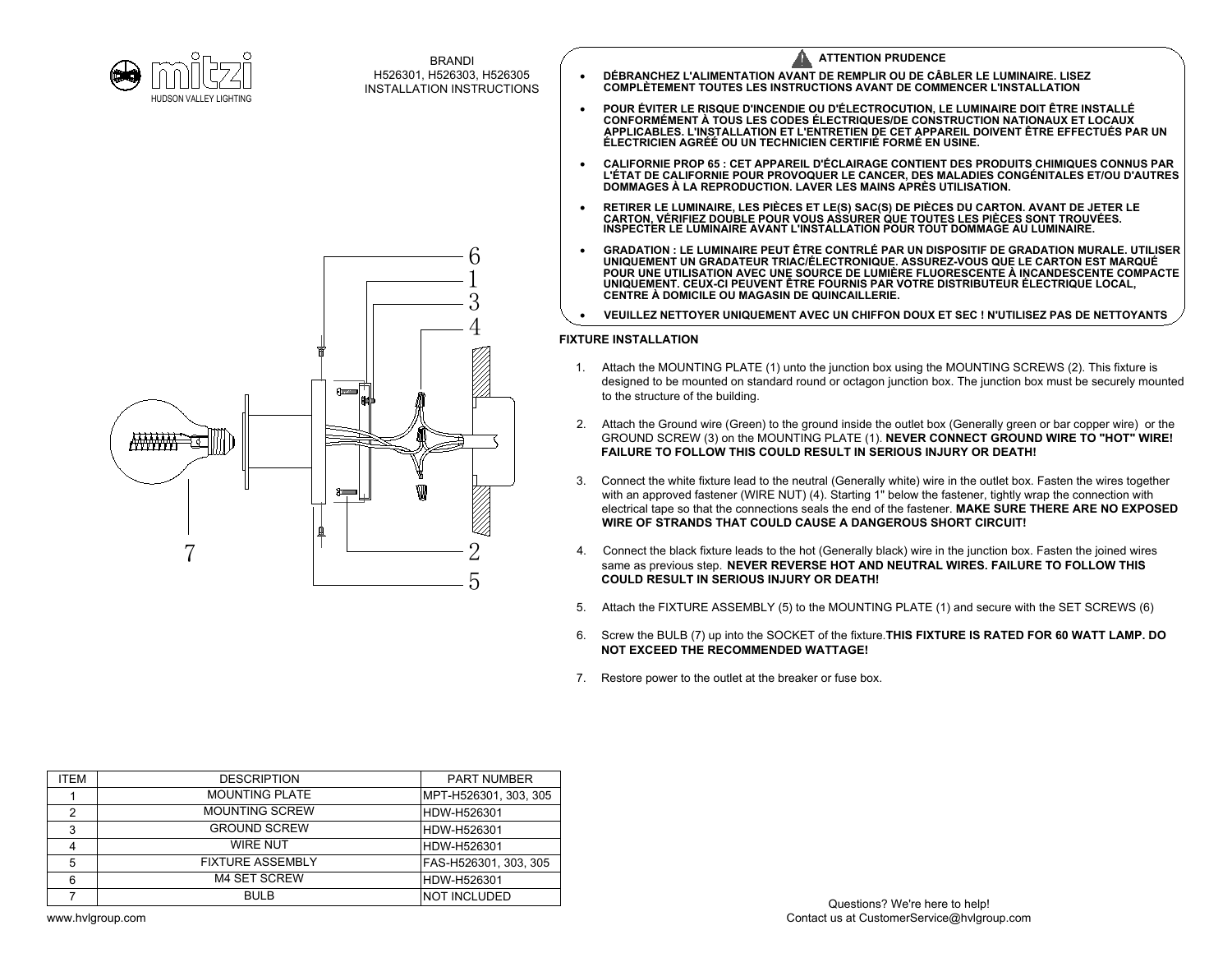mitzi
HUDSON VALLEY LIGHTING

BRANDI
H526301, H526303, H526305
INSTALLATION INSTRUCTIONS

6
1
3
4
7
2
5

**ATTENTION PRUDENCE**

- **DÉBRANCHEZ L'ALIMENTATION AVANT DE REMPLIR OU DE CÂBLER LE LUMINAIRE. LISEZ COMPLÈTEMENT TOUTES LES INSTRUCTIONS AVANT DE COMMENCER L'INSTALLATION**
- **POUR ÉVITER LE RISQUE D'INCENDIE OU D'ÉLECTROCUTION, LE LUMINAIRE DOIT ÊTRE INSTALLÉ CONFORMÉMENT À TOUS LES CODES ÉLECTRIQUES/DE CONSTRUCTION NATIONAUX ET LOCAUX APPLICABLES. L'INSTALLATION ET L'ENTRETIEN DE CET APPAREIL DOIVENT ÊTRE EFFECTUÉS PAR UN ÉLECTRICIEN AGRÉÉ OU UN TECHNICIEN CERTIFIÉ FORMÉ EN USINE.**
- **CALIFORNIE PROP 65 : CET APPAREIL D'ÉCLAIRAGE CONTIENT DES PRODUITS CHIMIQUES CONNUS PAR L'ÉTAT DE CALIFORNIE POUR PROVOQUER LE CANCER, DES MALADIES CONGÉNITALES ET/OU D'AUTRES DOMMAGES À LA REPRODUCTION. LAVER LES MAINS APRÈS UTILISATION.**
- **RETIRER LE LUMINAIRE, LES PIÈCES ET LE(S) SAC(S) DE PIÈCES DU CARTON. AVANT DE JETER LE CARTON, VÉRIFIEZ DOUBLE POUR VOUS ASSURER QUE TOUTES LES PIÈCES SONT TROUVÉES. INSPECTER LE LUMINAIRE AVANT L'INSTALLATION POUR TOUT DOMMAGE AU LUMINAIRE.**
- **GRADATION : LE LUMINAIRE PEUT ÊTRE CONTRLÉ PAR UN DISPOSITIF DE GRADATION MURALE. UTILISER UNIQUEMENT UN GRADATEUR TRIAC/ÉLECTRONIQUE. ASSUREZ-VOUS QUE LE CARTON EST MARQUÉ POUR UNE UTILISATION AVEC UNE SOURCE DE LUMIÈRE FLUORESCENTE À INCANDESCENTE COMPACTE UNIQUEMENT. CEUX-CI PEUVENT ÊTRE FOURNIS PAR VOTRE DISTRIBUTEUR ÉLECTRIQUE LOCAL, CENTRE À DOMICILE OU MAGASIN DE QUINCAILLERIE.**
- **VEUILLEZ NETTOYER UNIQUEMENT AVEC UN CHIFFON DOUX ET SEC ! N'UTILISEZ PAS DE NETTOYANTS**

**FIXTURE INSTALLATION**

1. Attach the MOUNTING PLATE (1) unto the junction box using the MOUNTING SCREWS (2). This fixture is designed to be mounted on standard round or octagon junction box. The junction box must be securely mounted to the structure of the building.
2. Attach the Ground wire (Green) to the ground inside the outlet box (Generally green or bar copper wire) or the GROUND SCREW (3) on the MOUNTING PLATE (1). **NEVER CONNECT GROUND WIRE TO "HOT" WIRE! FAILURE TO FOLLOW THIS COULD RESULT IN SERIOUS INJURY OR DEATH!**
3. Connect the white fixture lead to the neutral (Generally white) wire in the outlet box. Fasten the wires together with an approved fastener (WIRE NUT) (4). Starting 1" below the fastener, tightly wrap the connection with electrical tape so that the connections seals the end of the fastener. **MAKE SURE THERE ARE NO EXPOSED WIRE OF STRANDS THAT COULD CAUSE A DANGEROUS SHORT CIRCUIT!**
4. Connect the black fixture leads to the hot (Generally black) wire in the junction box. Fasten the joined wires same as previous step. **NEVER REVERSE HOT AND NEUTRAL WIRES. FAILURE TO FOLLOW THIS COULD RESULT IN SERIOUS INJURY OR DEATH!**
5. Attach the FIXTURE ASSEMBLY (5) to the MOUNTING PLATE (1) and secure with the SET SCREWS (6)
6. Screw the BULB (7) up into the SOCKET of the fixture.**THIS FIXTURE IS RATED FOR 60 WATT LAMP. DO NOT EXCEED THE RECOMMENDED WATTAGE!**
7. Restore power to the outlet at the breaker or fuse box.

| ITEM | DESCRIPTION | PART NUMBER |
|---|---|---|
| 1 | MOUNTING PLATE | MPT-H526301, 303, 305 |
| 2 | MOUNTING SCREW | HDW-H526301 |
| 3 | GROUND SCREW | HDW-H526301 |
| 4 | WIRE NUT | HDW-H526301 |
| 5 | FIXTURE ASSEMBLY | FAS-H526301, 303, 305 |
| 6 | M4 SET SCREW | HDW-H526301 |
| 7 | BULB | NOT INCLUDED |

www.hvlgroup.com

Questions? We're here to help!
Contact us at CustomerService@hvlgroup.com